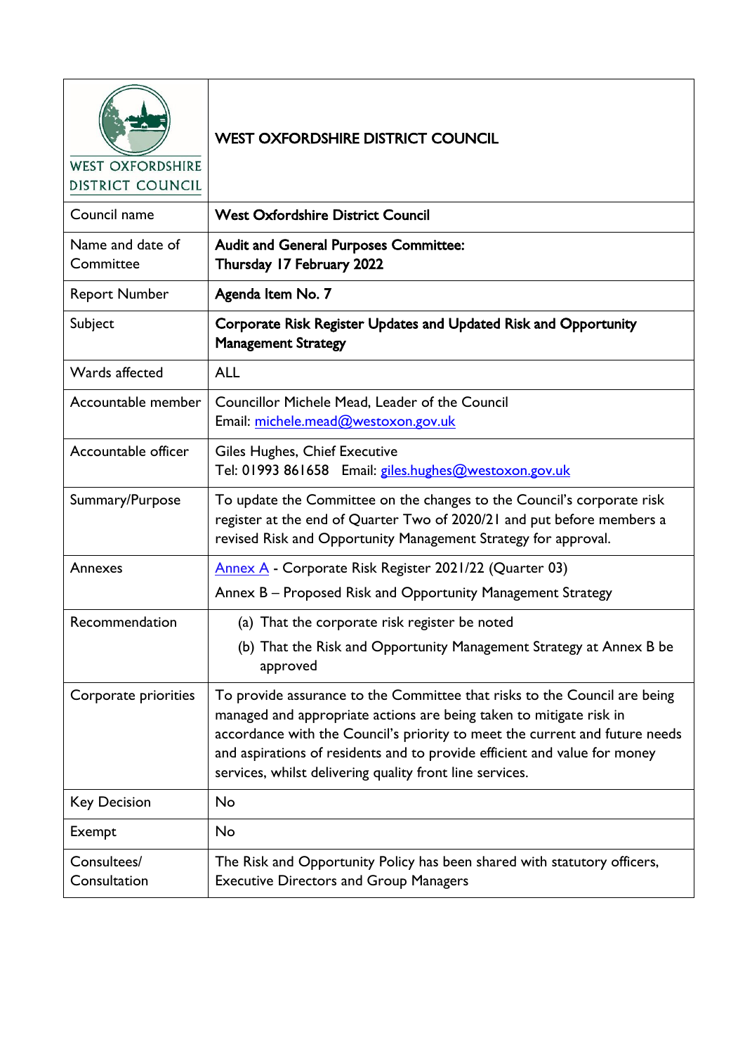| WEST OXFORDSHIRE DISTRICT COUNCIL | **WEST OXFORDSHIRE DISTRICT COUNCIL** |
|---|---|
| Council name | **West Oxfordshire District Council** |
| Name and date of Committee | **Audit and General Purposes Committee: Thursday 17 February 2022** |
| Report Number | **Agenda Item No. 7** |
| Subject | **Corporate Risk Register Updates and Updated Risk and Opportunity Management Strategy** |
| Wards affected | ALL |
| Accountable member | Councillor Michele Mead, Leader of the Council<br>Email: michele.mead@westoxon.gov.uk |
| Accountable officer | Giles Hughes, Chief Executive<br>Tel: 01993 861658 Email: giles.hughes@westoxon.gov.uk |
| Summary/Purpose | To update the Committee on the changes to the Council's corporate risk register at the end of Quarter Two of 2020/21 and put before members a revised Risk and Opportunity Management Strategy for approval. |
| Annexes | Annex A - Corporate Risk Register 2021/22 (Quarter 03)<br>Annex B – Proposed Risk and Opportunity Management Strategy |
| Recommendation | (a) That the corporate risk register be noted<br>(b) That the Risk and Opportunity Management Strategy at Annex B be approved |
| Corporate priorities | To provide assurance to the Committee that risks to the Council are being managed and appropriate actions are being taken to mitigate risk in accordance with the Council's priority to meet the current and future needs and aspirations of residents and to provide efficient and value for money services, whilst delivering quality front line services. |
| Key Decision | No |
| Exempt | No |
| Consultees/ Consultation | The Risk and Opportunity Policy has been shared with statutory officers, Executive Directors and Group Managers |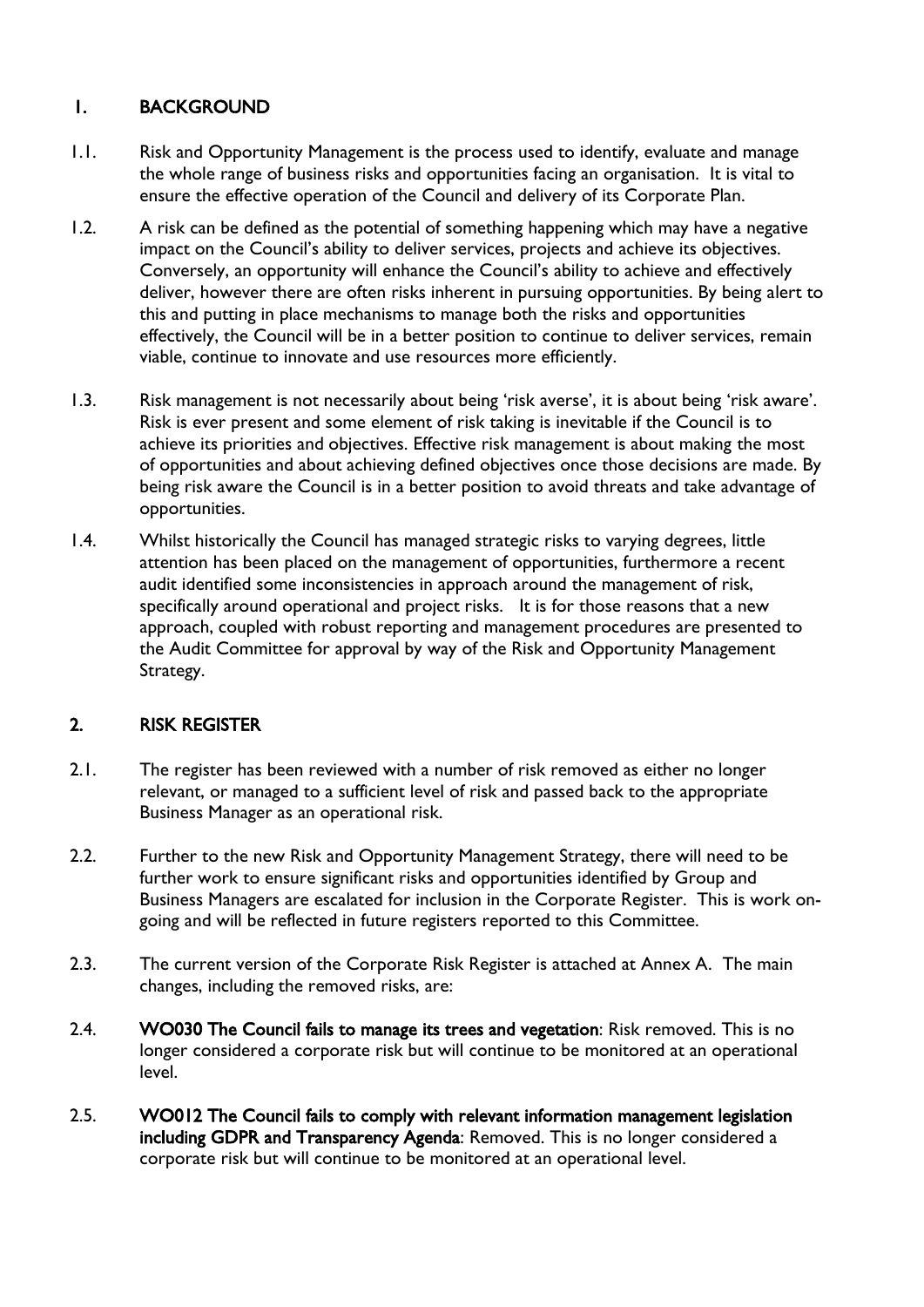## 1. BACKGROUND

1.1. Risk and Opportunity Management is the process used to identify, evaluate and manage the whole range of business risks and opportunities facing an organisation. It is vital to ensure the effective operation of the Council and delivery of its Corporate Plan.

1.2. A risk can be defined as the potential of something happening which may have a negative impact on the Council's ability to deliver services, projects and achieve its objectives. Conversely, an opportunity will enhance the Council's ability to achieve and effectively deliver, however there are often risks inherent in pursuing opportunities. By being alert to this and putting in place mechanisms to manage both the risks and opportunities effectively, the Council will be in a better position to continue to deliver services, remain viable, continue to innovate and use resources more efficiently.

1.3. Risk management is not necessarily about being 'risk averse', it is about being 'risk aware'. Risk is ever present and some element of risk taking is inevitable if the Council is to achieve its priorities and objectives. Effective risk management is about making the most of opportunities and about achieving defined objectives once those decisions are made. By being risk aware the Council is in a better position to avoid threats and take advantage of opportunities.

1.4. Whilst historically the Council has managed strategic risks to varying degrees, little attention has been placed on the management of opportunities, furthermore a recent audit identified some inconsistencies in approach around the management of risk, specifically around operational and project risks. It is for those reasons that a new approach, coupled with robust reporting and management procedures are presented to the Audit Committee for approval by way of the Risk and Opportunity Management Strategy.

## 2. RISK REGISTER

2.1. The register has been reviewed with a number of risk removed as either no longer relevant, or managed to a sufficient level of risk and passed back to the appropriate Business Manager as an operational risk.

2.2. Further to the new Risk and Opportunity Management Strategy, there will need to be further work to ensure significant risks and opportunities identified by Group and Business Managers are escalated for inclusion in the Corporate Register. This is work on-going and will be reflected in future registers reported to this Committee.

2.3. The current version of the Corporate Risk Register is attached at Annex A. The main changes, including the removed risks, are:

2.4. **WO030 The Council fails to manage its trees and vegetation**: Risk removed. This is no longer considered a corporate risk but will continue to be monitored at an operational level.

2.5. **WO012 The Council fails to comply with relevant information management legislation including GDPR and Transparency Agenda**: Removed. This is no longer considered a corporate risk but will continue to be monitored at an operational level.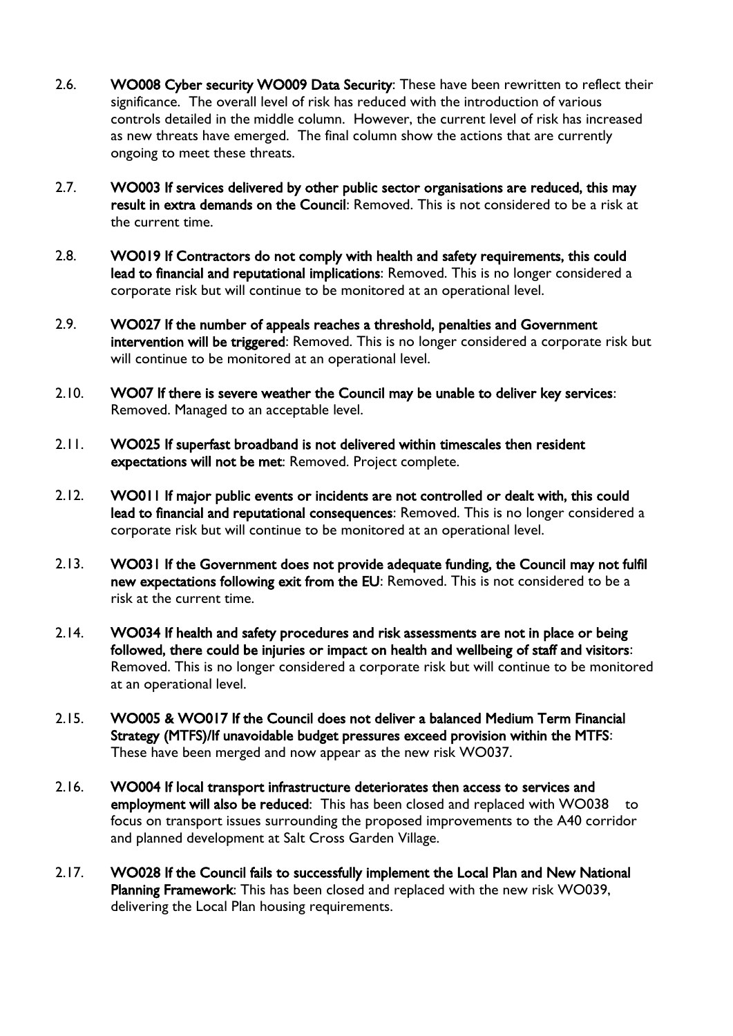2.6. **WO008 Cyber security WO009 Data Security**: These have been rewritten to reflect their significance. The overall level of risk has reduced with the introduction of various controls detailed in the middle column. However, the current level of risk has increased as new threats have emerged. The final column show the actions that are currently ongoing to meet these threats.

2.7. **WO003 If services delivered by other public sector organisations are reduced, this may result in extra demands on the Council**: Removed. This is not considered to be a risk at the current time.

2.8. **WO019 If Contractors do not comply with health and safety requirements, this could lead to financial and reputational implications**: Removed. This is no longer considered a corporate risk but will continue to be monitored at an operational level.

2.9. **WO027 If the number of appeals reaches a threshold, penalties and Government intervention will be triggered**: Removed. This is no longer considered a corporate risk but will continue to be monitored at an operational level.

2.10. **WO07 If there is severe weather the Council may be unable to deliver key services**: Removed. Managed to an acceptable level.

2.11. **WO025 If superfast broadband is not delivered within timescales then resident expectations will not be met**: Removed. Project complete.

2.12. **WO011 If major public events or incidents are not controlled or dealt with, this could lead to financial and reputational consequences**: Removed. This is no longer considered a corporate risk but will continue to be monitored at an operational level.

2.13. **WO031 If the Government does not provide adequate funding, the Council may not fulfil new expectations following exit from the EU**: Removed. This is not considered to be a risk at the current time.

2.14. **WO034 If health and safety procedures and risk assessments are not in place or being followed, there could be injuries or impact on health and wellbeing of staff and visitors**: Removed. This is no longer considered a corporate risk but will continue to be monitored at an operational level.

2.15. **WO005 & WO017 If the Council does not deliver a balanced Medium Term Financial Strategy (MTFS)/If unavoidable budget pressures exceed provision within the MTFS**: These have been merged and now appear as the new risk WO037.

2.16. **WO004 If local transport infrastructure deteriorates then access to services and employment will also be reduced**: This has been closed and replaced with WO038 to focus on transport issues surrounding the proposed improvements to the A40 corridor and planned development at Salt Cross Garden Village.

2.17. **WO028 If the Council fails to successfully implement the Local Plan and New National Planning Framework**: This has been closed and replaced with the new risk WO039, delivering the Local Plan housing requirements.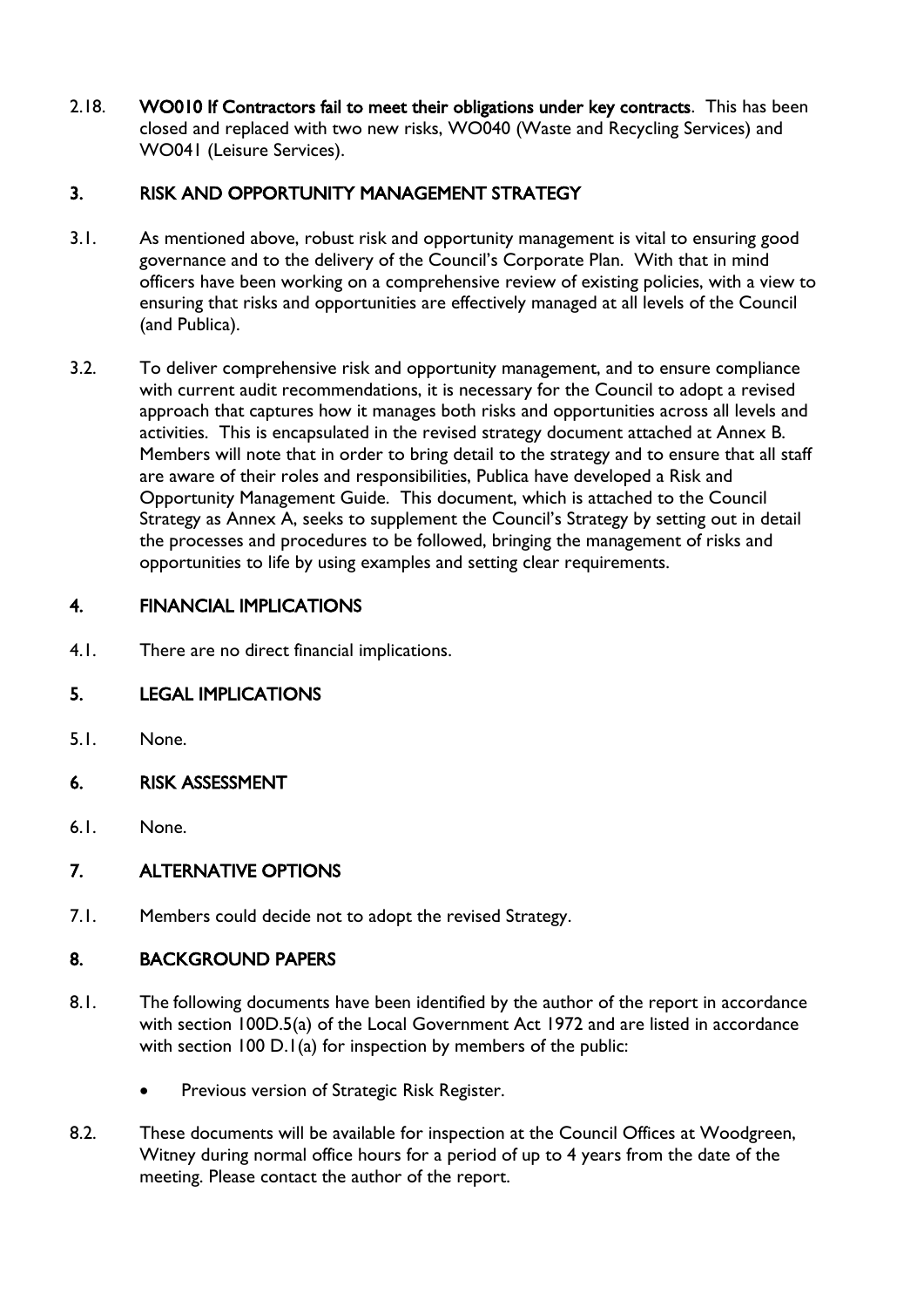2.18. **WO010 If Contractors fail to meet their obligations under key contracts**. This has been closed and replaced with two new risks, WO040 (Waste and Recycling Services) and WO041 (Leisure Services).

## 3. RISK AND OPPORTUNITY MANAGEMENT STRATEGY

3.1. As mentioned above, robust risk and opportunity management is vital to ensuring good governance and to the delivery of the Council's Corporate Plan. With that in mind officers have been working on a comprehensive review of existing policies, with a view to ensuring that risks and opportunities are effectively managed at all levels of the Council (and Publica).

3.2. To deliver comprehensive risk and opportunity management, and to ensure compliance with current audit recommendations, it is necessary for the Council to adopt a revised approach that captures how it manages both risks and opportunities across all levels and activities. This is encapsulated in the revised strategy document attached at Annex B. Members will note that in order to bring detail to the strategy and to ensure that all staff are aware of their roles and responsibilities, Publica have developed a Risk and Opportunity Management Guide. This document, which is attached to the Council Strategy as Annex A, seeks to supplement the Council's Strategy by setting out in detail the processes and procedures to be followed, bringing the management of risks and opportunities to life by using examples and setting clear requirements.

## 4. FINANCIAL IMPLICATIONS

4.1. There are no direct financial implications.

## 5. LEGAL IMPLICATIONS

5.1. None.

## 6. RISK ASSESSMENT

6.1. None.

## 7. ALTERNATIVE OPTIONS

7.1. Members could decide not to adopt the revised Strategy.

## 8. BACKGROUND PAPERS

8.1. The following documents have been identified by the author of the report in accordance with section 100D.5(a) of the Local Government Act 1972 and are listed in accordance with section 100 D.1(a) for inspection by members of the public:

- Previous version of Strategic Risk Register.

8.2. These documents will be available for inspection at the Council Offices at Woodgreen, Witney during normal office hours for a period of up to 4 years from the date of the meeting. Please contact the author of the report.